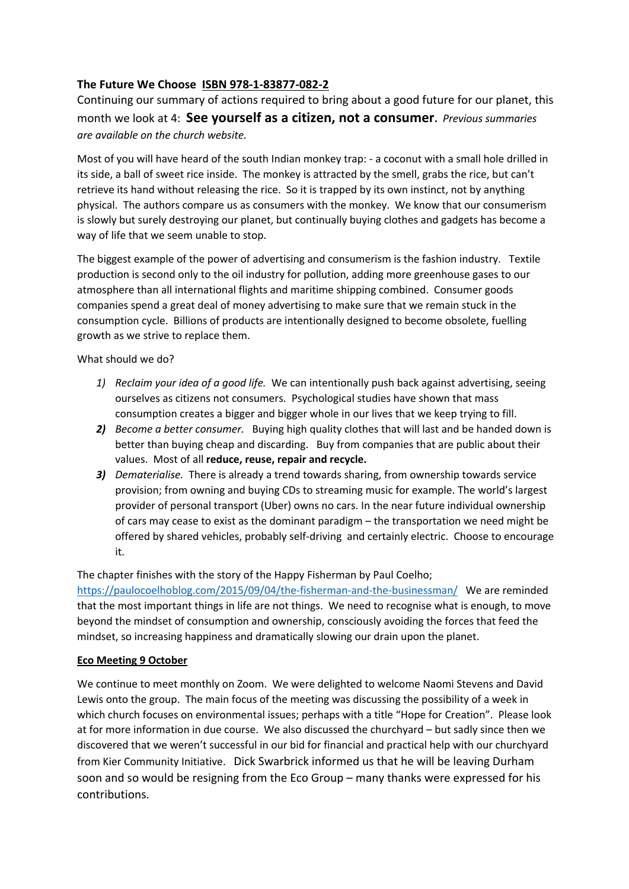**The Future We Choose** **ISBN 978-1-83877-082-2**

Continuing our summary of actions required to bring about a good future for our planet, this month we look at 4: **See yourself as a citizen, not a consumer.** *Previous summaries are available on the church website.*

Most of you will have heard of the south Indian monkey trap: - a coconut with a small hole drilled in its side, a ball of sweet rice inside. The monkey is attracted by the smell, grabs the rice, but can't retrieve its hand without releasing the rice. So it is trapped by its own instinct, not by anything physical. The authors compare us as consumers with the monkey. We know that our consumerism is slowly but surely destroying our planet, but continually buying clothes and gadgets has become a way of life that we seem unable to stop.

The biggest example of the power of advertising and consumerism is the fashion industry. Textile production is second only to the oil industry for pollution, adding more greenhouse gases to our atmosphere than all international flights and maritime shipping combined. Consumer goods companies spend a great deal of money advertising to make sure that we remain stuck in the consumption cycle. Billions of products are intentionally designed to become obsolete, fuelling growth as we strive to replace them.

What should we do?

1) *Reclaim your idea of a good life.* We can intentionally push back against advertising, seeing ourselves as citizens not consumers. Psychological studies have shown that mass consumption creates a bigger and bigger whole in our lives that we keep trying to fill.
2) *Become a better consumer.* Buying high quality clothes that will last and be handed down is better than buying cheap and discarding. Buy from companies that are public about their values. Most of all **reduce, reuse, repair and recycle.**
3) *Dematerialise.* There is already a trend towards sharing, from ownership towards service provision; from owning and buying CDs to streaming music for example. The world's largest provider of personal transport (Uber) owns no cars. In the near future individual ownership of cars may cease to exist as the dominant paradigm – the transportation we need might be offered by shared vehicles, probably self-driving and certainly electric. Choose to encourage it.

The chapter finishes with the story of the Happy Fisherman by Paul Coelho; https://paulocoelhoblog.com/2015/09/04/the-fisherman-and-the-businessman/ We are reminded that the most important things in life are not things. We need to recognise what is enough, to move beyond the mindset of consumption and ownership, consciously avoiding the forces that feed the mindset, so increasing happiness and dramatically slowing our drain upon the planet.

**Eco Meeting 9 October**

We continue to meet monthly on Zoom. We were delighted to welcome Naomi Stevens and David Lewis onto the group. The main focus of the meeting was discussing the possibility of a week in which church focuses on environmental issues; perhaps with a title "Hope for Creation". Please look at for more information in due course. We also discussed the churchyard – but sadly since then we discovered that we weren't successful in our bid for financial and practical help with our churchyard from Kier Community Initiative. Dick Swarbrick informed us that he will be leaving Durham soon and so would be resigning from the Eco Group – many thanks were expressed for his contributions.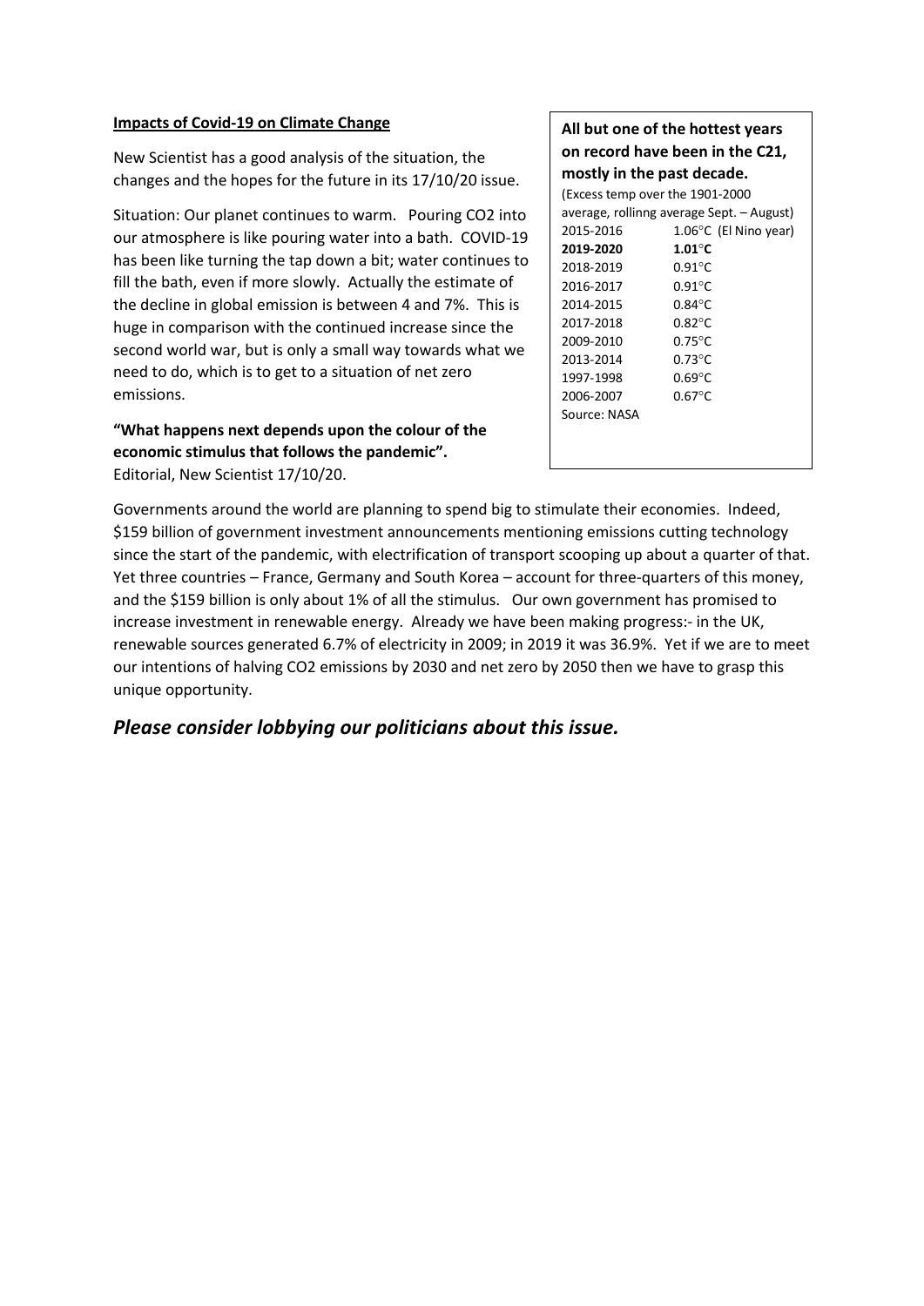## Impacts of Covid-19 on Climate Change

New Scientist has a good analysis of the situation, the changes and the hopes for the future in its 17/10/20 issue.

Situation: Our planet continues to warm. Pouring $CO_2$ into our atmosphere is like pouring water into a bath. COVID-19 has been like turning the tap down a bit; water continues to fill the bath, even if more slowly. Actually the estimate of the decline in global emission is between 4 and 7%. This is huge in comparison with the continued increase since the second world war, but is only a small way towards what we need to do, which is to get to a situation of net zero emissions.

**"What happens next depends upon the colour of the economic stimulus that follows the pandemic".**
Editorial, New Scientist 17/10/20.

**All but one of the hottest years on record have been in the C21, mostly in the past decade.**

(Excess temp over the 1901-2000 average, rollinng average Sept. – August)

| | |
|---|---|
| 2015-2016 | 1.06°C (El Nino year) |
| **2019-2020** | **1.01°C** |
| 2018-2019 | 0.91°C |
| 2016-2017 | 0.91°C |
| 2014-2015 | 0.84°C |
| 2017-2018 | 0.82°C |
| 2009-2010 | 0.75°C |
| 2013-2014 | 0.73°C |
| 1997-1998 | 0.69°C |
| 2006-2007 | 0.67°C |

Source: NASA

Governments around the world are planning to spend big to stimulate their economies. Indeed, \$159 billion of government investment announcements mentioning emissions cutting technology since the start of the pandemic, with electrification of transport scooping up about a quarter of that. Yet three countries – France, Germany and South Korea – account for three-quarters of this money, and the \$159 billion is only about 1% of all the stimulus. Our own government has promised to increase investment in renewable energy. Already we have been making progress:- in the UK, renewable sources generated 6.7% of electricity in 2009; in 2019 it was 36.9%. Yet if we are to meet our intentions of halving $CO_2$ emissions by 2030 and net zero by 2050 then we have to grasp this unique opportunity.

## *Please consider lobbying our politicians about this issue.*